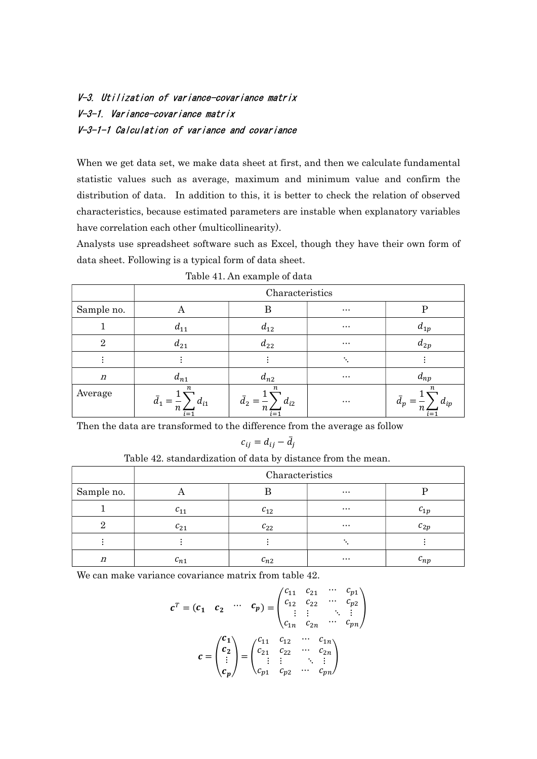### V-3. Utilization of variance-covariance matrix

### V-3-1. Variance-covariance matrix

### V-3-1-1 Calculation of variance and covariance

When we get data set, we make data sheet at first, and then we calculate fundamental statistic values such as average, maximum and minimum value and confirm the distribution of data. In addition to this, it is better to check the relation of observed characteristics, because estimated parameters are instable when explanatory variables have correlation each other (multicollinearity).

Analysts use spreadsheet software such as Excel, though they have their own form of data sheet. Following is a typical form of data sheet.

Table 41. An example of data

| | Characteristics | | | |
|---|---|---|---|---|
| Sample no. | A | B | ⋯ | P |
| 1 | $d_{11}$ | $d_{12}$ | ⋯ | $d_{1p}$ |
| 2 | $d_{21}$ | $d_{22}$ | ⋯ | $d_{2p}$ |
| ⋮ | ⋮ | ⋮ | ⋱ | ⋮ |
| $n$ | $d_{n1}$ | $d_{n2}$ | ⋯ | $d_{np}$ |
| Average | $\bar{d}_1 = \frac{1}{n}\sum_{i=1}^{n} d_{i1}$ | $\bar{d}_2 = \frac{1}{n}\sum_{i=1}^{n} d_{i2}$ | ⋯ | $\bar{d}_p = \frac{1}{n}\sum_{i=1}^{n} d_{ip}$ |

Then the data are transformed to the difference from the average as follow

$$c_{ij} = d_{ij} - \bar{d}_j$$

Table 42. standardization of data by distance from the mean.

| | Characteristics | | | |
|---|---|---|---|---|
| Sample no. | A | B | ⋯ | P |
| 1 | $c_{11}$ | $c_{12}$ | ⋯ | $c_{1p}$ |
| 2 | $c_{21}$ | $c_{22}$ | ⋯ | $c_{2p}$ |
| ⋮ | ⋮ | ⋮ | ⋱ | ⋮ |
| $n$ | $c_{n1}$ | $c_{n2}$ | ⋯ | $c_{np}$ |

We can make variance covariance matrix from table 42.

$$\boldsymbol{c}^T = (\boldsymbol{c_1} \quad \boldsymbol{c_2} \quad \cdots \quad \boldsymbol{c_p}) = \begin{pmatrix} c_{11} & c_{21} & \cdots & c_{p1} \\ c_{12} & c_{22} & \cdots & c_{p2} \\ \vdots & \vdots & \ddots & \vdots \\ c_{1n} & c_{2n} & \cdots & c_{pn} \end{pmatrix}$$

$$\boldsymbol{c} = \begin{pmatrix} \boldsymbol{c_1} \\ \boldsymbol{c_2} \\ \vdots \\ \boldsymbol{c_p} \end{pmatrix} = \begin{pmatrix} c_{11} & c_{12} & \cdots & c_{1n} \\ c_{21} & c_{22} & \cdots & c_{2n} \\ \vdots & \vdots & \ddots & \vdots \\ c_{p1} & c_{p2} & \cdots & c_{pn} \end{pmatrix}$$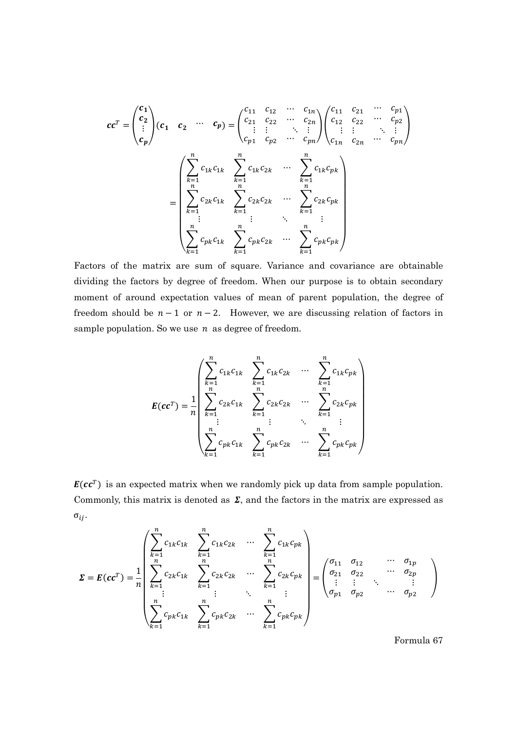$$
\boldsymbol{cc}^T = \begin{pmatrix} \boldsymbol{c_1} \\ \boldsymbol{c_2} \\ \vdots \\ \boldsymbol{c_p} \end{pmatrix} \begin{pmatrix} \boldsymbol{c_1} & \boldsymbol{c_2} & \cdots & \boldsymbol{c_p} \end{pmatrix} = \begin{pmatrix} c_{11} & c_{12} & \cdots & c_{1n} \\ c_{21} & c_{22} & \cdots & c_{2n} \\ \vdots & \vdots & \ddots & \vdots \\ c_{p1} & c_{p2} & \cdots & c_{pn} \end{pmatrix} \begin{pmatrix} c_{11} & c_{21} & \cdots & c_{p1} \\ c_{12} & c_{22} & \cdots & c_{p2} \\ \vdots & \vdots & \ddots & \vdots \\ c_{1n} & c_{2n} & \cdots & c_{pn} \end{pmatrix}
$$

$$
= \begin{pmatrix} \sum_{k=1}^{n} c_{1k}c_{1k} & \sum_{k=1}^{n} c_{1k}c_{2k} & \cdots & \sum_{k=1}^{n} c_{1k}c_{pk} \\ \sum_{k=1}^{n} c_{2k}c_{1k} & \sum_{k=1}^{n} c_{2k}c_{2k} & \cdots & \sum_{k=1}^{n} c_{2k}c_{pk} \\ \vdots & \vdots & \ddots & \vdots \\ \sum_{k=1}^{n} c_{pk}c_{1k} & \sum_{k=1}^{n} c_{pk}c_{2k} & \cdots & \sum_{k=1}^{n} c_{pk}c_{pk} \end{pmatrix}
$$

Factors of the matrix are sum of square. Variance and covariance are obtainable dividing the factors by degree of freedom. When our purpose is to obtain secondary moment of around expectation values of mean of parent population, the degree of freedom should be $n-1$ or $n-2$. However, we are discussing relation of factors in sample population. So we use $n$ as degree of freedom.

$$
\boldsymbol{E}(\boldsymbol{cc}^T) = \frac{1}{n} \begin{pmatrix} \sum_{k=1}^{n} c_{1k}c_{1k} & \sum_{k=1}^{n} c_{1k}c_{2k} & \cdots & \sum_{k=1}^{n} c_{1k}c_{pk} \\ \sum_{k=1}^{n} c_{2k}c_{1k} & \sum_{k=1}^{n} c_{2k}c_{2k} & \cdots & \sum_{k=1}^{n} c_{2k}c_{pk} \\ \vdots & \vdots & \ddots & \vdots \\ \sum_{k=1}^{n} c_{pk}c_{1k} & \sum_{k=1}^{n} c_{pk}c_{2k} & \cdots & \sum_{k=1}^{n} c_{pk}c_{pk} \end{pmatrix}
$$

$\boldsymbol{E}(\boldsymbol{cc}^T)$ is an expected matrix when we randomly pick up data from sample population. Commonly, this matrix is denoted as $\boldsymbol{\Sigma}$, and the factors in the matrix are expressed as $\sigma_{ij}$.

$$
\boldsymbol{\Sigma} = \boldsymbol{E}(\boldsymbol{cc}^T) = \frac{1}{n} \begin{pmatrix} \sum_{k=1}^{n} c_{1k}c_{1k} & \sum_{k=1}^{n} c_{1k}c_{2k} & \cdots & \sum_{k=1}^{n} c_{1k}c_{pk} \\ \sum_{k=1}^{n} c_{2k}c_{1k} & \sum_{k=1}^{n} c_{2k}c_{2k} & \cdots & \sum_{k=1}^{n} c_{2k}c_{pk} \\ \vdots & \vdots & \ddots & \vdots \\ \sum_{k=1}^{n} c_{pk}c_{1k} & \sum_{k=1}^{n} c_{pk}c_{2k} & \cdots & \sum_{k=1}^{n} c_{pk}c_{pk} \end{pmatrix} = \begin{pmatrix} \sigma_{11} & \sigma_{12} & \cdots & \sigma_{1p} \\ \sigma_{21} & \sigma_{22} & \cdots & \sigma_{2p} \\ \vdots & \vdots & \ddots & \vdots \\ \sigma_{p1} & \sigma_{p2} & \cdots & \sigma_{p2} \end{pmatrix}
$$

Formula 67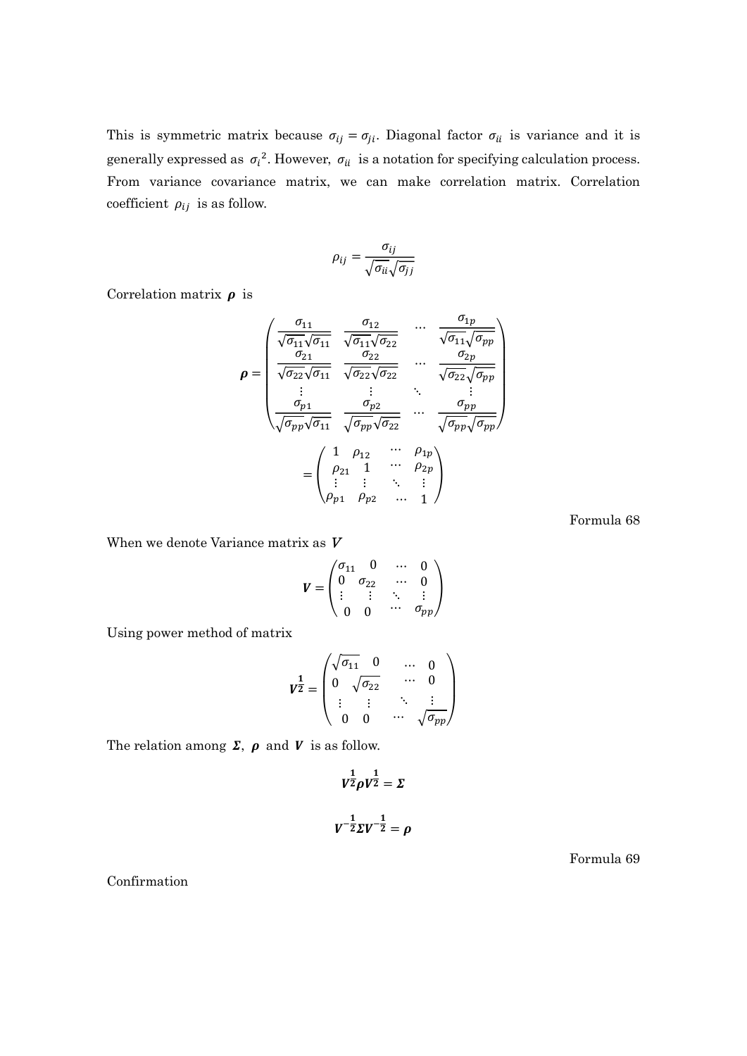This is symmetric matrix because $\sigma_{ij} = \sigma_{ji}$. Diagonal factor $\sigma_{ii}$ is variance and it is generally expressed as $\sigma_i{}^2$. However, $\sigma_{ii}$ is a notation for specifying calculation process. From variance covariance matrix, we can make correlation matrix. Correlation coefficient $\rho_{ij}$ is as follow.

$$\rho_{ij} = \frac{\sigma_{ij}}{\sqrt{\sigma_{ii}}\sqrt{\sigma_{jj}}}$$

Correlation matrix $\boldsymbol{\rho}$ is

$$\boldsymbol{\rho} = \begin{pmatrix} \frac{\sigma_{11}}{\sqrt{\sigma_{11}}\sqrt{\sigma_{11}}} & \frac{\sigma_{12}}{\sqrt{\sigma_{11}}\sqrt{\sigma_{22}}} & \cdots & \frac{\sigma_{1p}}{\sqrt{\sigma_{11}}\sqrt{\sigma_{pp}}} \\ \frac{\sigma_{21}}{\sqrt{\sigma_{22}}\sqrt{\sigma_{11}}} & \frac{\sigma_{22}}{\sqrt{\sigma_{22}}\sqrt{\sigma_{22}}} & \cdots & \frac{\sigma_{2p}}{\sqrt{\sigma_{22}}\sqrt{\sigma_{pp}}} \\ \vdots & \vdots & \ddots & \vdots \\ \frac{\sigma_{p1}}{\sqrt{\sigma_{pp}}\sqrt{\sigma_{11}}} & \frac{\sigma_{p2}}{\sqrt{\sigma_{pp}}\sqrt{\sigma_{22}}} & \cdots & \frac{\sigma_{pp}}{\sqrt{\sigma_{pp}}\sqrt{\sigma_{pp}}} \end{pmatrix}$$

$$= \begin{pmatrix} 1 & \rho_{12} & \cdots & \rho_{1p} \\ \rho_{21} & 1 & \cdots & \rho_{2p} \\ \vdots & \vdots & \ddots & \vdots \\ \rho_{p1} & \rho_{p2} & \cdots & 1 \end{pmatrix}$$

Formula 68

When we denote Variance matrix as $\boldsymbol{V}$

$$\boldsymbol{V} = \begin{pmatrix} \sigma_{11} & 0 & \cdots & 0 \\ 0 & \sigma_{22} & \cdots & 0 \\ \vdots & \vdots & \ddots & \vdots \\ 0 & 0 & \cdots & \sigma_{pp} \end{pmatrix}$$

Using power method of matrix

$$\boldsymbol{V}^{\frac{1}{2}} = \begin{pmatrix} \sqrt{\sigma_{11}} & 0 & \cdots & 0 \\ 0 & \sqrt{\sigma_{22}} & \cdots & 0 \\ \vdots & \vdots & \ddots & \vdots \\ 0 & 0 & \cdots & \sqrt{\sigma_{pp}} \end{pmatrix}$$

The relation among $\boldsymbol{\Sigma}$, $\boldsymbol{\rho}$ and $\boldsymbol{V}$ is as follow.

$$\boldsymbol{V}^{\frac{1}{2}}\boldsymbol{\rho}\boldsymbol{V}^{\frac{1}{2}} = \boldsymbol{\Sigma}$$

$$\boldsymbol{V}^{-\frac{1}{2}}\boldsymbol{\Sigma}\boldsymbol{V}^{-\frac{1}{2}} = \boldsymbol{\rho}$$

Formula 69

Confirmation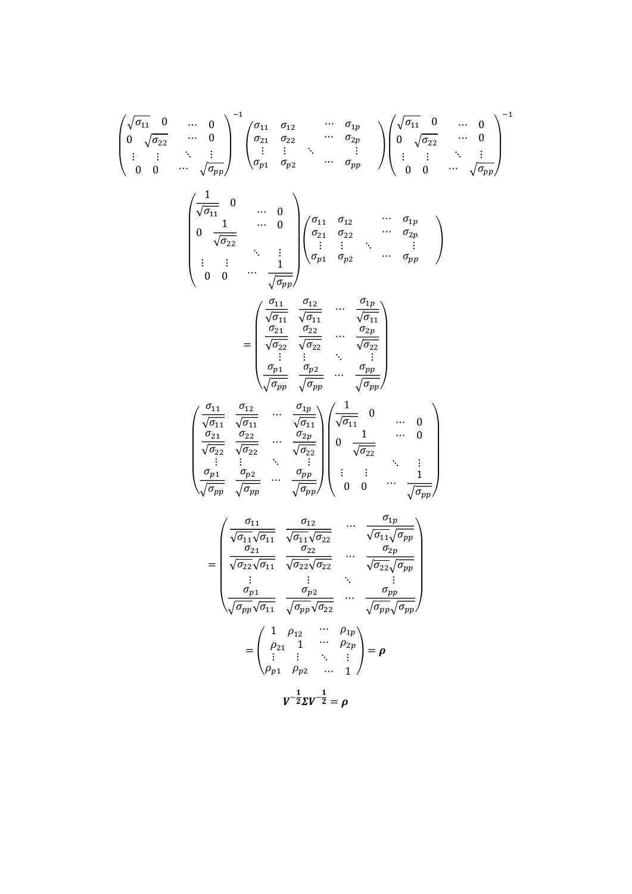$$
\begin{pmatrix} \sqrt{\sigma_{11}} & 0 & \cdots & 0 \\ 0 & \sqrt{\sigma_{22}} & \cdots & 0 \\ \vdots & \vdots & \ddots & \vdots \\ 0 & 0 & \cdots & \sqrt{\sigma_{pp}} \end{pmatrix}^{-1} \begin{pmatrix} \sigma_{11} & \sigma_{12} & \cdots & \sigma_{1p} \\ \sigma_{21} & \sigma_{22} & \cdots & \sigma_{2p} \\ \vdots & \vdots & \ddots & \vdots \\ \sigma_{p1} & \sigma_{p2} & \cdots & \sigma_{pp} \end{pmatrix} \begin{pmatrix} \sqrt{\sigma_{11}} & 0 & \cdots & 0 \\ 0 & \sqrt{\sigma_{22}} & \cdots & 0 \\ \vdots & \vdots & \ddots & \vdots \\ 0 & 0 & \cdots & \sqrt{\sigma_{pp}} \end{pmatrix}^{-1}
$$

$$
\begin{pmatrix} \frac{1}{\sqrt{\sigma_{11}}} & 0 & \cdots & 0 \\ 0 & \frac{1}{\sqrt{\sigma_{22}}} & \cdots & 0 \\ \vdots & \vdots & \ddots & \vdots \\ 0 & 0 & \cdots & \frac{1}{\sqrt{\sigma_{pp}}} \end{pmatrix} \begin{pmatrix} \sigma_{11} & \sigma_{12} & \cdots & \sigma_{1p} \\ \sigma_{21} & \sigma_{22} & \cdots & \sigma_{2p} \\ \vdots & \vdots & \ddots & \vdots \\ \sigma_{p1} & \sigma_{p2} & \cdots & \sigma_{pp} \end{pmatrix}
$$

$$
= \begin{pmatrix} \frac{\sigma_{11}}{\sqrt{\sigma_{11}}} & \frac{\sigma_{12}}{\sqrt{\sigma_{11}}} & \cdots & \frac{\sigma_{1p}}{\sqrt{\sigma_{11}}} \\ \frac{\sigma_{21}}{\sqrt{\sigma_{22}}} & \frac{\sigma_{22}}{\sqrt{\sigma_{22}}} & \cdots & \frac{\sigma_{2p}}{\sqrt{\sigma_{22}}} \\ \vdots & \vdots & \ddots & \vdots \\ \frac{\sigma_{p1}}{\sqrt{\sigma_{pp}}} & \frac{\sigma_{p2}}{\sqrt{\sigma_{pp}}} & \cdots & \frac{\sigma_{pp}}{\sqrt{\sigma_{pp}}} \end{pmatrix}
$$

$$
\begin{pmatrix} \frac{\sigma_{11}}{\sqrt{\sigma_{11}}} & \frac{\sigma_{12}}{\sqrt{\sigma_{11}}} & \cdots & \frac{\sigma_{1p}}{\sqrt{\sigma_{11}}} \\ \frac{\sigma_{21}}{\sqrt{\sigma_{22}}} & \frac{\sigma_{22}}{\sqrt{\sigma_{22}}} & \cdots & \frac{\sigma_{2p}}{\sqrt{\sigma_{22}}} \\ \vdots & \vdots & \ddots & \vdots \\ \frac{\sigma_{p1}}{\sqrt{\sigma_{pp}}} & \frac{\sigma_{p2}}{\sqrt{\sigma_{pp}}} & \cdots & \frac{\sigma_{pp}}{\sqrt{\sigma_{pp}}} \end{pmatrix} \begin{pmatrix} \frac{1}{\sqrt{\sigma_{11}}} & 0 & \cdots & 0 \\ 0 & \frac{1}{\sqrt{\sigma_{22}}} & \cdots & 0 \\ \vdots & \vdots & \ddots & \vdots \\ 0 & 0 & \cdots & \frac{1}{\sqrt{\sigma_{pp}}} \end{pmatrix}
$$

$$
= \begin{pmatrix} \frac{\sigma_{11}}{\sqrt{\sigma_{11}}\sqrt{\sigma_{11}}} & \frac{\sigma_{12}}{\sqrt{\sigma_{11}}\sqrt{\sigma_{22}}} & \cdots & \frac{\sigma_{1p}}{\sqrt{\sigma_{11}}\sqrt{\sigma_{pp}}} \\ \frac{\sigma_{21}}{\sqrt{\sigma_{22}}\sqrt{\sigma_{11}}} & \frac{\sigma_{22}}{\sqrt{\sigma_{22}}\sqrt{\sigma_{22}}} & \cdots & \frac{\sigma_{2p}}{\sqrt{\sigma_{22}}\sqrt{\sigma_{pp}}} \\ \vdots & \vdots & \ddots & \vdots \\ \frac{\sigma_{p1}}{\sqrt{\sigma_{pp}}\sqrt{\sigma_{11}}} & \frac{\sigma_{p2}}{\sqrt{\sigma_{pp}}\sqrt{\sigma_{22}}} & \cdots & \frac{\sigma_{pp}}{\sqrt{\sigma_{pp}}\sqrt{\sigma_{pp}}} \end{pmatrix}
$$

$$
= \begin{pmatrix} 1 & \rho_{12} & \cdots & \rho_{1p} \\ \rho_{21} & 1 & \cdots & \rho_{2p} \\ \vdots & \vdots & \ddots & \vdots \\ \rho_{p1} & \rho_{p2} & \cdots & 1 \end{pmatrix} = \boldsymbol{\rho}
$$

$$
\boldsymbol{V}^{-\frac{1}{2}}\boldsymbol{\Sigma}\boldsymbol{V}^{-\frac{1}{2}} = \boldsymbol{\rho}
$$